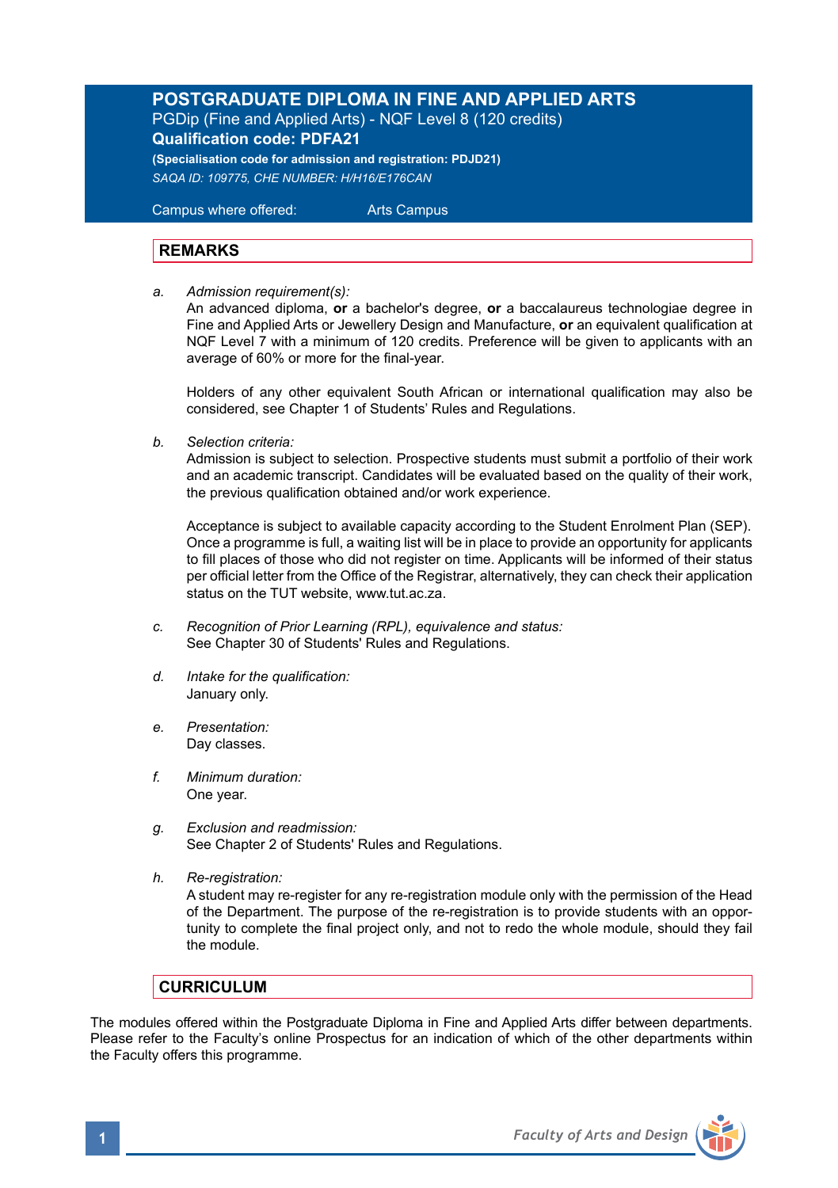# POSTGRADUATE DIPLOMA IN FINE AND APPLIED ARTS

PGDip (Fine and Applied Arts) - NQF Level 8 (120 credits)

**Qualification code: PDFA21**

**(Specialisation code for admission and registration: PDJD21)**

*SAQA ID: 109775, CHE NUMBER: H/H16/E176CAN*

Campus where offered: Arts Campus

## REMARKS

a. *Admission requirement(s):*
An advanced diploma, **or** a bachelor's degree, **or** a baccalaureus technologiae degree in Fine and Applied Arts or Jewellery Design and Manufacture, **or** an equivalent qualification at NQF Level 7 with a minimum of 120 credits. Preference will be given to applicants with an average of 60% or more for the final-year.

Holders of any other equivalent South African or international qualification may also be considered, see Chapter 1 of Students' Rules and Regulations.

b. *Selection criteria:*
Admission is subject to selection. Prospective students must submit a portfolio of their work and an academic transcript. Candidates will be evaluated based on the quality of their work, the previous qualification obtained and/or work experience.

Acceptance is subject to available capacity according to the Student Enrolment Plan (SEP). Once a programme is full, a waiting list will be in place to provide an opportunity for applicants to fill places of those who did not register on time. Applicants will be informed of their status per official letter from the Office of the Registrar, alternatively, they can check their application status on the TUT website, www.tut.ac.za.

c. *Recognition of Prior Learning (RPL), equivalence and status:*
See Chapter 30 of Students' Rules and Regulations.

d. *Intake for the qualification:*
January only.

e. *Presentation:*
Day classes.

f. *Minimum duration:*
One year.

g. *Exclusion and readmission:*
See Chapter 2 of Students' Rules and Regulations.

h. *Re-registration:*
A student may re-register for any re-registration module only with the permission of the Head of the Department. The purpose of the re-registration is to provide students with an opportunity to complete the final project only, and not to redo the whole module, should they fail the module.

## CURRICULUM

The modules offered within the Postgraduate Diploma in Fine and Applied Arts differ between departments. Please refer to the Faculty's online Prospectus for an indication of which of the other departments within the Faculty offers this programme.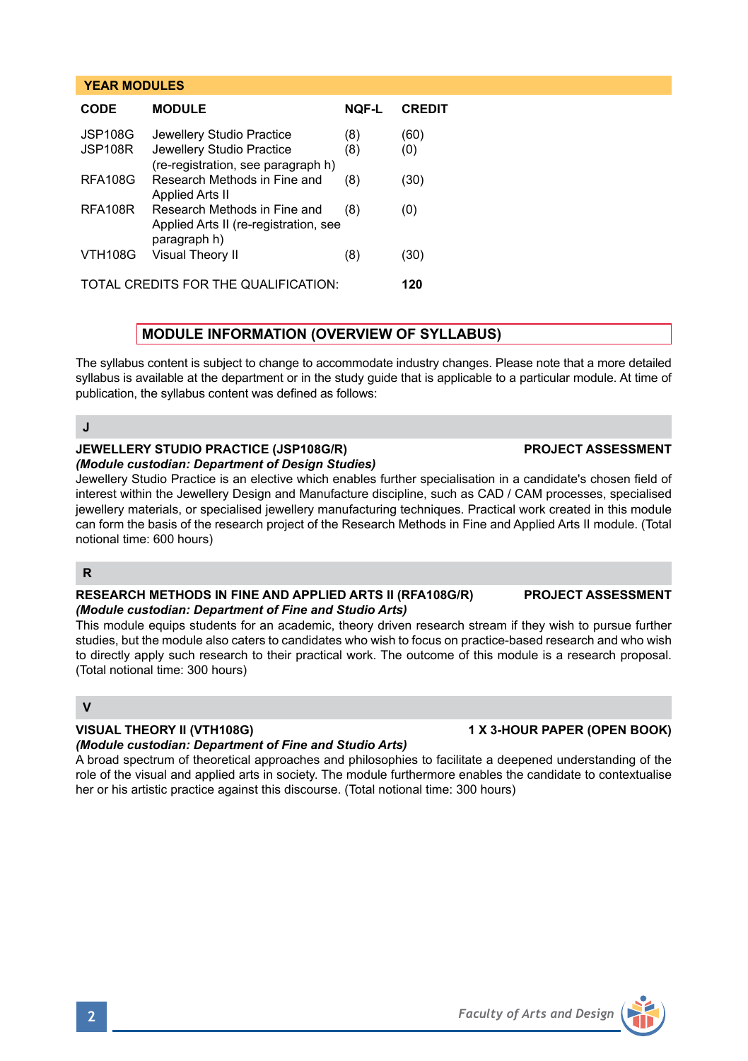## YEAR MODULES

| CODE | MODULE | NQF-L | CREDIT |
|---|---|---|---|
| JSP108G | Jewellery Studio Practice | (8) | (60) |
| JSP108R | Jewellery Studio Practice (re-registration, see paragraph h) | (8) | (0) |
| RFA108G | Research Methods in Fine and Applied Arts II | (8) | (30) |
| RFA108R | Research Methods in Fine and Applied Arts II (re-registration, see paragraph h) | (8) | (0) |
| VTH108G | Visual Theory II | (8) | (30) |
| TOTAL CREDITS FOR THE QUALIFICATION: | | | **120** |

## MODULE INFORMATION (OVERVIEW OF SYLLABUS)

The syllabus content is subject to change to accommodate industry changes. Please note that a more detailed syllabus is available at the department or in the study guide that is applicable to a particular module. At time of publication, the syllabus content was defined as follows:

### J

**JEWELLERY STUDIO PRACTICE (JSP108G/R) — PROJECT ASSESSMENT**
***(Module custodian: Department of Design Studies)***
Jewellery Studio Practice is an elective which enables further specialisation in a candidate's chosen field of interest within the Jewellery Design and Manufacture discipline, such as CAD / CAM processes, specialised jewellery materials, or specialised jewellery manufacturing techniques. Practical work created in this module can form the basis of the research project of the Research Methods in Fine and Applied Arts II module. (Total notional time: 600 hours)

### R

**RESEARCH METHODS IN FINE AND APPLIED ARTS II (RFA108G/R) — PROJECT ASSESSMENT**
***(Module custodian: Department of Fine and Studio Arts)***
This module equips students for an academic, theory driven research stream if they wish to pursue further studies, but the module also caters to candidates who wish to focus on practice-based research and who wish to directly apply such research to their practical work. The outcome of this module is a research proposal. (Total notional time: 300 hours)

### V

**VISUAL THEORY II (VTH108G) — 1 X 3-HOUR PAPER (OPEN BOOK)**
***(Module custodian: Department of Fine and Studio Arts)***
A broad spectrum of theoretical approaches and philosophies to facilitate a deepened understanding of the role of the visual and applied arts in society. The module furthermore enables the candidate to contextualise her or his artistic practice against this discourse. (Total notional time: 300 hours)